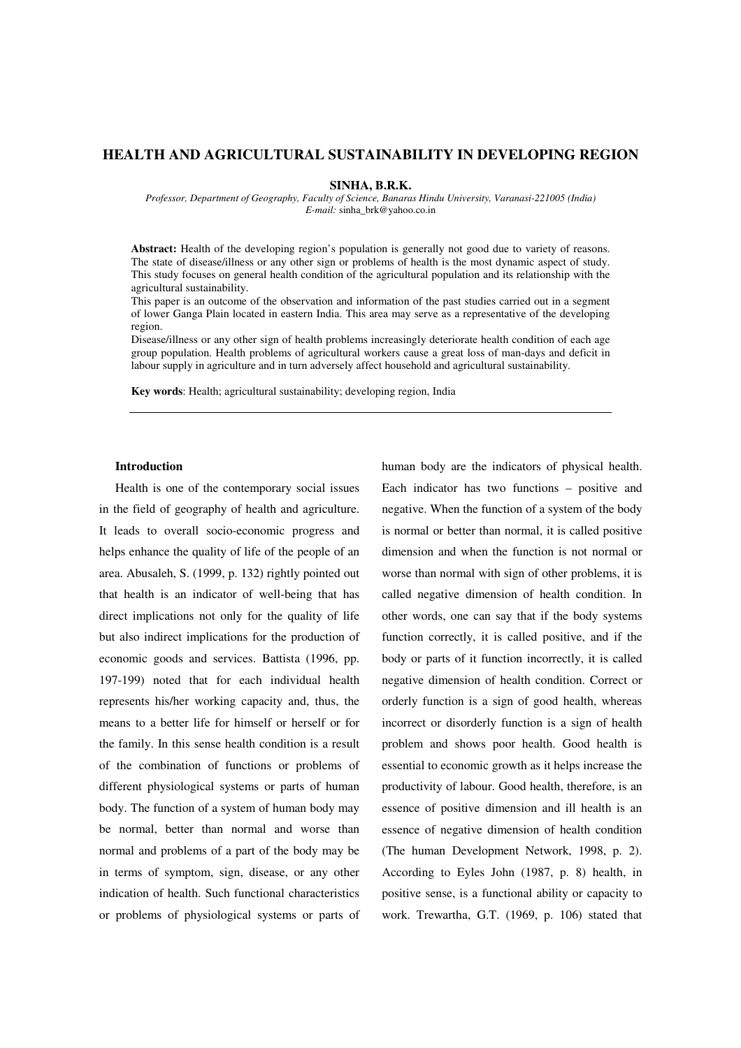# HEALTH AND AGRICULTURAL SUSTAINABILITY IN DEVELOPING REGION

**SINHA, B.R.K.**

*Professor, Department of Geography, Faculty of Science, Banaras Hindu University, Varanasi-221005 (India)*
*E-mail:* sinha_brk@yahoo.co.in

**Abstract:** Health of the developing region's population is generally not good due to variety of reasons. The state of disease/illness or any other sign or problems of health is the most dynamic aspect of study. This study focuses on general health condition of the agricultural population and its relationship with the agricultural sustainability.

This paper is an outcome of the observation and information of the past studies carried out in a segment of lower Ganga Plain located in eastern India. This area may serve as a representative of the developing region.

Disease/illness or any other sign of health problems increasingly deteriorate health condition of each age group population. Health problems of agricultural workers cause a great loss of man-days and deficit in labour supply in agriculture and in turn adversely affect household and agricultural sustainability.

**Key words**: Health; agricultural sustainability; developing region, India

---

## Introduction

Health is one of the contemporary social issues in the field of geography of health and agriculture. It leads to overall socio-economic progress and helps enhance the quality of life of the people of an area. Abusaleh, S. (1999, p. 132) rightly pointed out that health is an indicator of well-being that has direct implications not only for the quality of life but also indirect implications for the production of economic goods and services. Battista (1996, pp. 197-199) noted that for each individual health represents his/her working capacity and, thus, the means to a better life for himself or herself or for the family. In this sense health condition is a result of the combination of functions or problems of different physiological systems or parts of human body. The function of a system of human body may be normal, better than normal and worse than normal and problems of a part of the body may be in terms of symptom, sign, disease, or any other indication of health. Such functional characteristics or problems of physiological systems or parts of human body are the indicators of physical health. Each indicator has two functions – positive and negative. When the function of a system of the body is normal or better than normal, it is called positive dimension and when the function is not normal or worse than normal with sign of other problems, it is called negative dimension of health condition. In other words, one can say that if the body systems function correctly, it is called positive, and if the body or parts of it function incorrectly, it is called negative dimension of health condition. Correct or orderly function is a sign of good health, whereas incorrect or disorderly function is a sign of health problem and shows poor health. Good health is essential to economic growth as it helps increase the productivity of labour. Good health, therefore, is an essence of positive dimension and ill health is an essence of negative dimension of health condition (The human Development Network, 1998, p. 2). According to Eyles John (1987, p. 8) health, in positive sense, is a functional ability or capacity to work. Trewartha, G.T. (1969, p. 106) stated that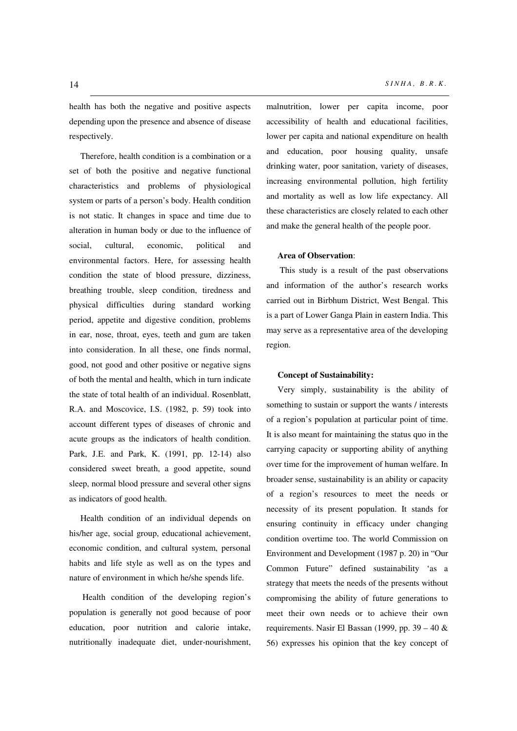health has both the negative and positive aspects depending upon the presence and absence of disease respectively.

Therefore, health condition is a combination or a set of both the positive and negative functional characteristics and problems of physiological system or parts of a person's body. Health condition is not static. It changes in space and time due to alteration in human body or due to the influence of social, cultural, economic, political and environmental factors. Here, for assessing health condition the state of blood pressure, dizziness, breathing trouble, sleep condition, tiredness and physical difficulties during standard working period, appetite and digestive condition, problems in ear, nose, throat, eyes, teeth and gum are taken into consideration. In all these, one finds normal, good, not good and other positive or negative signs of both the mental and health, which in turn indicate the state of total health of an individual. Rosenblatt, R.A. and Moscovice, I.S. (1982, p. 59) took into account different types of diseases of chronic and acute groups as the indicators of health condition. Park, J.E. and Park, K. (1991, pp. 12-14) also considered sweet breath, a good appetite, sound sleep, normal blood pressure and several other signs as indicators of good health.

Health condition of an individual depends on his/her age, social group, educational achievement, economic condition, and cultural system, personal habits and life style as well as on the types and nature of environment in which he/she spends life.

Health condition of the developing region's population is generally not good because of poor education, poor nutrition and calorie intake, nutritionally inadequate diet, under-nourishment, malnutrition, lower per capita income, poor accessibility of health and educational facilities, lower per capita and national expenditure on health and education, poor housing quality, unsafe drinking water, poor sanitation, variety of diseases, increasing environmental pollution, high fertility and mortality as well as low life expectancy. All these characteristics are closely related to each other and make the general health of the people poor.

**Area of Observation**:

This study is a result of the past observations and information of the author's research works carried out in Birbhum District, West Bengal. This is a part of Lower Ganga Plain in eastern India. This may serve as a representative area of the developing region.

**Concept of Sustainability:**

Very simply, sustainability is the ability of something to sustain or support the wants / interests of a region's population at particular point of time. It is also meant for maintaining the status quo in the carrying capacity or supporting ability of anything over time for the improvement of human welfare. In broader sense, sustainability is an ability or capacity of a region's resources to meet the needs or necessity of its present population. It stands for ensuring continuity in efficacy under changing condition overtime too. The world Commission on Environment and Development (1987 p. 20) in "Our Common Future" defined sustainability 'as a strategy that meets the needs of the presents without compromising the ability of future generations to meet their own needs or to achieve their own requirements. Nasir El Bassan (1999, pp. 39 – 40 & 56) expresses his opinion that the key concept of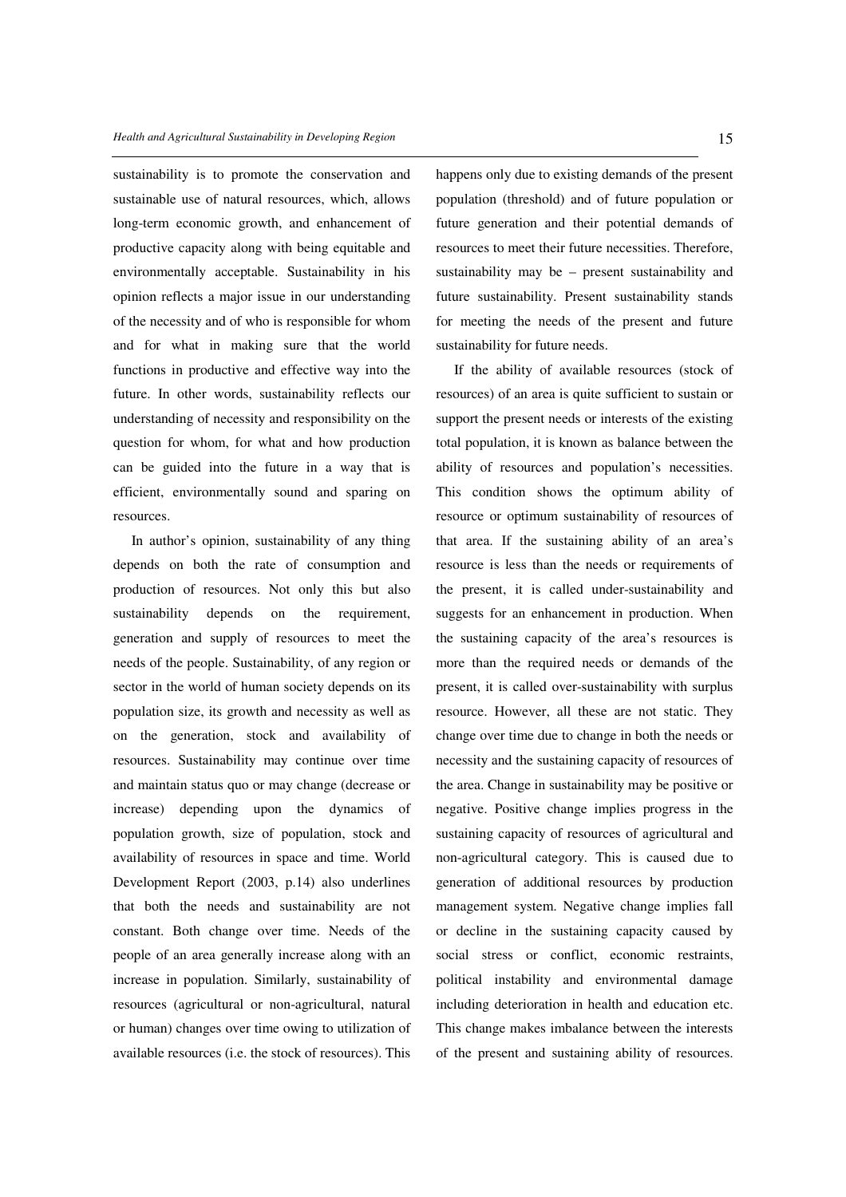sustainability is to promote the conservation and sustainable use of natural resources, which, allows long-term economic growth, and enhancement of productive capacity along with being equitable and environmentally acceptable. Sustainability in his opinion reflects a major issue in our understanding of the necessity and of who is responsible for whom and for what in making sure that the world functions in productive and effective way into the future. In other words, sustainability reflects our understanding of necessity and responsibility on the question for whom, for what and how production can be guided into the future in a way that is efficient, environmentally sound and sparing on resources.

In author's opinion, sustainability of any thing depends on both the rate of consumption and production of resources. Not only this but also sustainability depends on the requirement, generation and supply of resources to meet the needs of the people. Sustainability, of any region or sector in the world of human society depends on its population size, its growth and necessity as well as on the generation, stock and availability of resources. Sustainability may continue over time and maintain status quo or may change (decrease or increase) depending upon the dynamics of population growth, size of population, stock and availability of resources in space and time. World Development Report (2003, p.14) also underlines that both the needs and sustainability are not constant. Both change over time. Needs of the people of an area generally increase along with an increase in population. Similarly, sustainability of resources (agricultural or non-agricultural, natural or human) changes over time owing to utilization of available resources (i.e. the stock of resources). This happens only due to existing demands of the present population (threshold) and of future population or future generation and their potential demands of resources to meet their future necessities. Therefore, sustainability may be – present sustainability and future sustainability. Present sustainability stands for meeting the needs of the present and future sustainability for future needs.

If the ability of available resources (stock of resources) of an area is quite sufficient to sustain or support the present needs or interests of the existing total population, it is known as balance between the ability of resources and population's necessities. This condition shows the optimum ability of resource or optimum sustainability of resources of that area. If the sustaining ability of an area's resource is less than the needs or requirements of the present, it is called under-sustainability and suggests for an enhancement in production. When the sustaining capacity of the area's resources is more than the required needs or demands of the present, it is called over-sustainability with surplus resource. However, all these are not static. They change over time due to change in both the needs or necessity and the sustaining capacity of resources of the area. Change in sustainability may be positive or negative. Positive change implies progress in the sustaining capacity of resources of agricultural and non-agricultural category. This is caused due to generation of additional resources by production management system. Negative change implies fall or decline in the sustaining capacity caused by social stress or conflict, economic restraints, political instability and environmental damage including deterioration in health and education etc. This change makes imbalance between the interests of the present and sustaining ability of resources.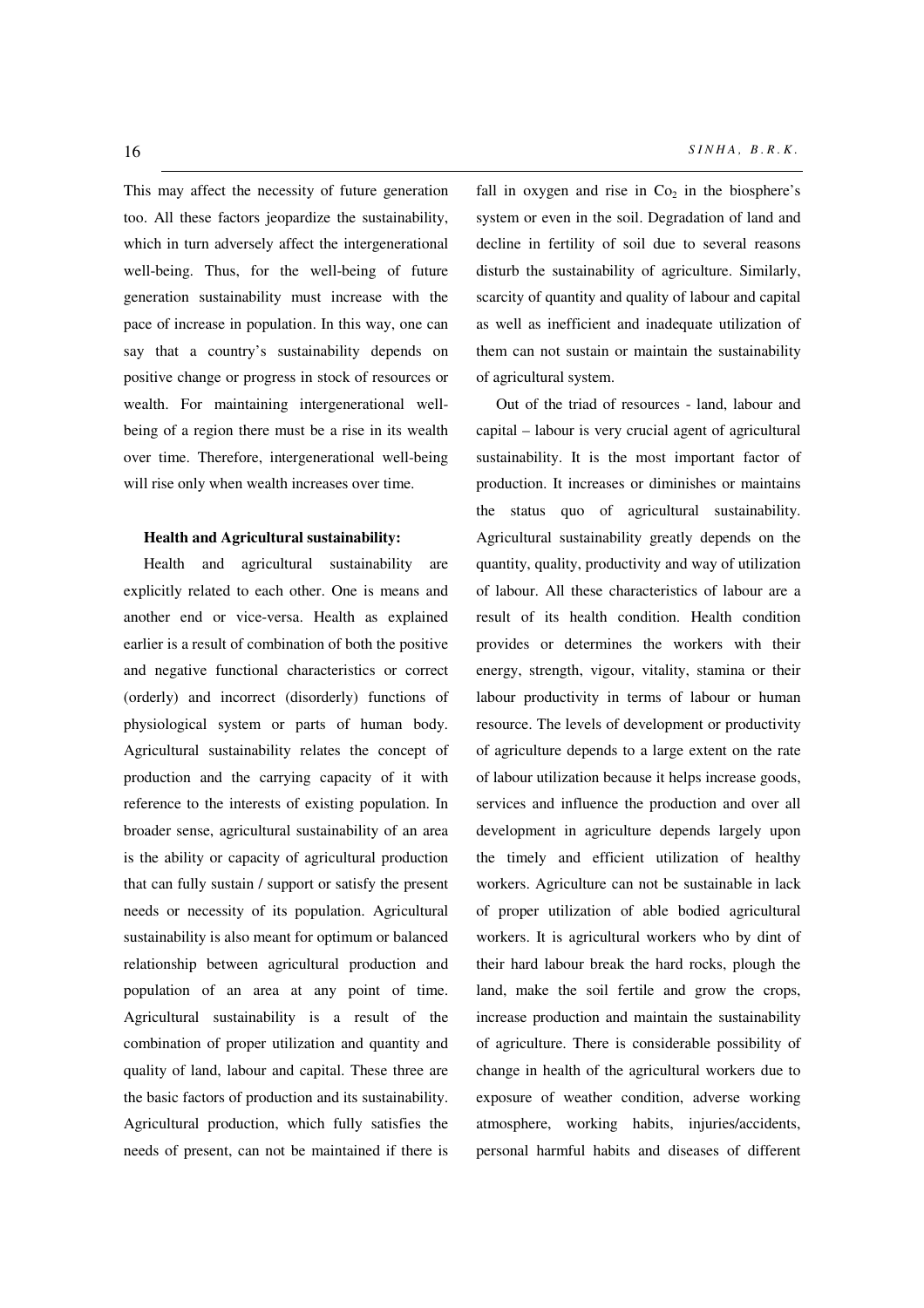This may affect the necessity of future generation too. All these factors jeopardize the sustainability, which in turn adversely affect the intergenerational well-being. Thus, for the well-being of future generation sustainability must increase with the pace of increase in population. In this way, one can say that a country's sustainability depends on positive change or progress in stock of resources or wealth. For maintaining intergenerational well-being of a region there must be a rise in its wealth over time. Therefore, intergenerational well-being will rise only when wealth increases over time.

**Health and Agricultural sustainability:**

Health and agricultural sustainability are explicitly related to each other. One is means and another end or vice-versa. Health as explained earlier is a result of combination of both the positive and negative functional characteristics or correct (orderly) and incorrect (disorderly) functions of physiological system or parts of human body. Agricultural sustainability relates the concept of production and the carrying capacity of it with reference to the interests of existing population. In broader sense, agricultural sustainability of an area is the ability or capacity of agricultural production that can fully sustain / support or satisfy the present needs or necessity of its population. Agricultural sustainability is also meant for optimum or balanced relationship between agricultural production and population of an area at any point of time. Agricultural sustainability is a result of the combination of proper utilization and quantity and quality of land, labour and capital. These three are the basic factors of production and its sustainability. Agricultural production, which fully satisfies the needs of present, can not be maintained if there is fall in oxygen and rise in $Co_2$ in the biosphere's system or even in the soil. Degradation of land and decline in fertility of soil due to several reasons disturb the sustainability of agriculture. Similarly, scarcity of quantity and quality of labour and capital as well as inefficient and inadequate utilization of them can not sustain or maintain the sustainability of agricultural system.

Out of the triad of resources - land, labour and capital – labour is very crucial agent of agricultural sustainability. It is the most important factor of production. It increases or diminishes or maintains the status quo of agricultural sustainability. Agricultural sustainability greatly depends on the quantity, quality, productivity and way of utilization of labour. All these characteristics of labour are a result of its health condition. Health condition provides or determines the workers with their energy, strength, vigour, vitality, stamina or their labour productivity in terms of labour or human resource. The levels of development or productivity of agriculture depends to a large extent on the rate of labour utilization because it helps increase goods, services and influence the production and over all development in agriculture depends largely upon the timely and efficient utilization of healthy workers. Agriculture can not be sustainable in lack of proper utilization of able bodied agricultural workers. It is agricultural workers who by dint of their hard labour break the hard rocks, plough the land, make the soil fertile and grow the crops, increase production and maintain the sustainability of agriculture. There is considerable possibility of change in health of the agricultural workers due to exposure of weather condition, adverse working atmosphere, working habits, injuries/accidents, personal harmful habits and diseases of different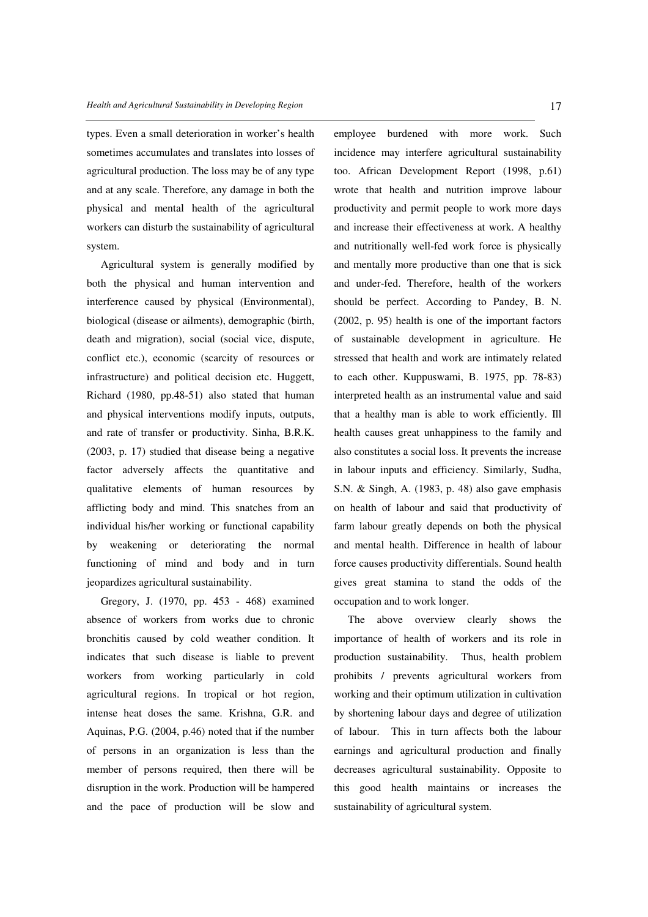types. Even a small deterioration in worker's health sometimes accumulates and translates into losses of agricultural production. The loss may be of any type and at any scale. Therefore, any damage in both the physical and mental health of the agricultural workers can disturb the sustainability of agricultural system.

Agricultural system is generally modified by both the physical and human intervention and interference caused by physical (Environmental), biological (disease or ailments), demographic (birth, death and migration), social (social vice, dispute, conflict etc.), economic (scarcity of resources or infrastructure) and political decision etc. Huggett, Richard (1980, pp.48-51) also stated that human and physical interventions modify inputs, outputs, and rate of transfer or productivity. Sinha, B.R.K. (2003, p. 17) studied that disease being a negative factor adversely affects the quantitative and qualitative elements of human resources by afflicting body and mind. This snatches from an individual his/her working or functional capability by weakening or deteriorating the normal functioning of mind and body and in turn jeopardizes agricultural sustainability.

Gregory, J. (1970, pp. 453 - 468) examined absence of workers from works due to chronic bronchitis caused by cold weather condition. It indicates that such disease is liable to prevent workers from working particularly in cold agricultural regions. In tropical or hot region, intense heat doses the same. Krishna, G.R. and Aquinas, P.G. (2004, p.46) noted that if the number of persons in an organization is less than the member of persons required, then there will be disruption in the work. Production will be hampered and the pace of production will be slow and employee burdened with more work. Such incidence may interfere agricultural sustainability too. African Development Report (1998, p.61) wrote that health and nutrition improve labour productivity and permit people to work more days and increase their effectiveness at work. A healthy and nutritionally well-fed work force is physically and mentally more productive than one that is sick and under-fed. Therefore, health of the workers should be perfect. According to Pandey, B. N. (2002, p. 95) health is one of the important factors of sustainable development in agriculture. He stressed that health and work are intimately related to each other. Kuppuswami, B. 1975, pp. 78-83) interpreted health as an instrumental value and said that a healthy man is able to work efficiently. Ill health causes great unhappiness to the family and also constitutes a social loss. It prevents the increase in labour inputs and efficiency. Similarly, Sudha, S.N. & Singh, A. (1983, p. 48) also gave emphasis on health of labour and said that productivity of farm labour greatly depends on both the physical and mental health. Difference in health of labour force causes productivity differentials. Sound health gives great stamina to stand the odds of the occupation and to work longer.

The above overview clearly shows the importance of health of workers and its role in production sustainability. Thus, health problem prohibits / prevents agricultural workers from working and their optimum utilization in cultivation by shortening labour days and degree of utilization of labour. This in turn affects both the labour earnings and agricultural production and finally decreases agricultural sustainability. Opposite to this good health maintains or increases the sustainability of agricultural system.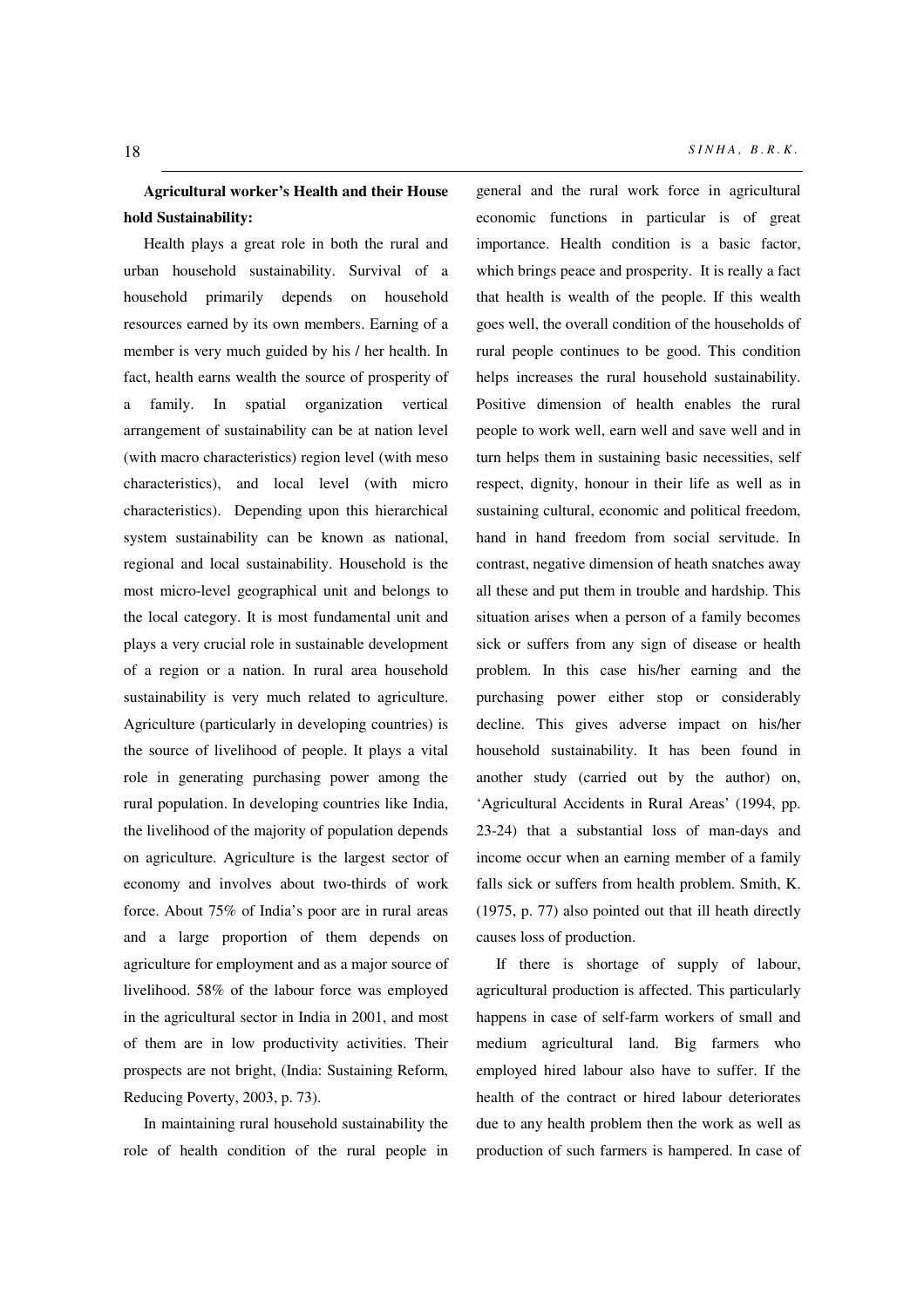**Agricultural worker's Health and their House hold Sustainability:**

Health plays a great role in both the rural and urban household sustainability. Survival of a household primarily depends on household resources earned by its own members. Earning of a member is very much guided by his / her health. In fact, health earns wealth the source of prosperity of a family. In spatial organization vertical arrangement of sustainability can be at nation level (with macro characteristics) region level (with meso characteristics), and local level (with micro characteristics). Depending upon this hierarchical system sustainability can be known as national, regional and local sustainability. Household is the most micro-level geographical unit and belongs to the local category. It is most fundamental unit and plays a very crucial role in sustainable development of a region or a nation. In rural area household sustainability is very much related to agriculture. Agriculture (particularly in developing countries) is the source of livelihood of people. It plays a vital role in generating purchasing power among the rural population. In developing countries like India, the livelihood of the majority of population depends on agriculture. Agriculture is the largest sector of economy and involves about two-thirds of work force. About 75% of India's poor are in rural areas and a large proportion of them depends on agriculture for employment and as a major source of livelihood. 58% of the labour force was employed in the agricultural sector in India in 2001, and most of them are in low productivity activities. Their prospects are not bright, (India: Sustaining Reform, Reducing Poverty, 2003, p. 73).

In maintaining rural household sustainability the role of health condition of the rural people in general and the rural work force in agricultural economic functions in particular is of great importance. Health condition is a basic factor, which brings peace and prosperity. It is really a fact that health is wealth of the people. If this wealth goes well, the overall condition of the households of rural people continues to be good. This condition helps increases the rural household sustainability. Positive dimension of health enables the rural people to work well, earn well and save well and in turn helps them in sustaining basic necessities, self respect, dignity, honour in their life as well as in sustaining cultural, economic and political freedom, hand in hand freedom from social servitude. In contrast, negative dimension of heath snatches away all these and put them in trouble and hardship. This situation arises when a person of a family becomes sick or suffers from any sign of disease or health problem. In this case his/her earning and the purchasing power either stop or considerably decline. This gives adverse impact on his/her household sustainability. It has been found in another study (carried out by the author) on, 'Agricultural Accidents in Rural Areas' (1994, pp. 23-24) that a substantial loss of man-days and income occur when an earning member of a family falls sick or suffers from health problem. Smith, K. (1975, p. 77) also pointed out that ill heath directly causes loss of production.

If there is shortage of supply of labour, agricultural production is affected. This particularly happens in case of self-farm workers of small and medium agricultural land. Big farmers who employed hired labour also have to suffer. If the health of the contract or hired labour deteriorates due to any health problem then the work as well as production of such farmers is hampered. In case of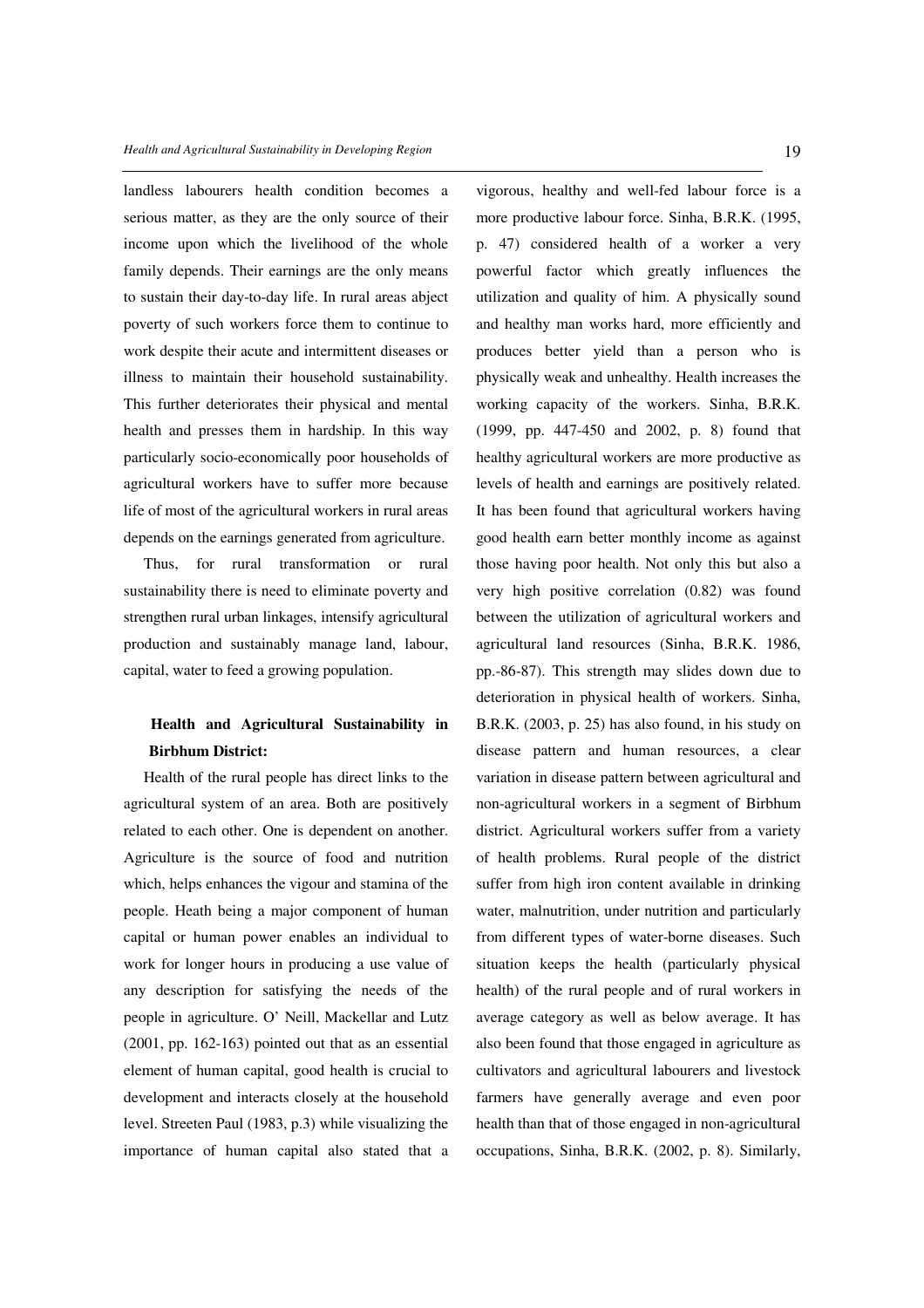landless labourers health condition becomes a serious matter, as they are the only source of their income upon which the livelihood of the whole family depends. Their earnings are the only means to sustain their day-to-day life. In rural areas abject poverty of such workers force them to continue to work despite their acute and intermittent diseases or illness to maintain their household sustainability. This further deteriorates their physical and mental health and presses them in hardship. In this way particularly socio-economically poor households of agricultural workers have to suffer more because life of most of the agricultural workers in rural areas depends on the earnings generated from agriculture.

Thus, for rural transformation or rural sustainability there is need to eliminate poverty and strengthen rural urban linkages, intensify agricultural production and sustainably manage land, labour, capital, water to feed a growing population.

### Health and Agricultural Sustainability in Birbhum District:

Health of the rural people has direct links to the agricultural system of an area. Both are positively related to each other. One is dependent on another. Agriculture is the source of food and nutrition which, helps enhances the vigour and stamina of the people. Heath being a major component of human capital or human power enables an individual to work for longer hours in producing a use value of any description for satisfying the needs of the people in agriculture. O' Neill, Mackellar and Lutz (2001, pp. 162-163) pointed out that as an essential element of human capital, good health is crucial to development and interacts closely at the household level. Streeten Paul (1983, p.3) while visualizing the importance of human capital also stated that a vigorous, healthy and well-fed labour force is a more productive labour force. Sinha, B.R.K. (1995, p. 47) considered health of a worker a very powerful factor which greatly influences the utilization and quality of him. A physically sound and healthy man works hard, more efficiently and produces better yield than a person who is physically weak and unhealthy. Health increases the working capacity of the workers. Sinha, B.R.K. (1999, pp. 447-450 and 2002, p. 8) found that healthy agricultural workers are more productive as levels of health and earnings are positively related. It has been found that agricultural workers having good health earn better monthly income as against those having poor health. Not only this but also a very high positive correlation (0.82) was found between the utilization of agricultural workers and agricultural land resources (Sinha, B.R.K. 1986, pp.-86-87). This strength may slides down due to deterioration in physical health of workers. Sinha, B.R.K. (2003, p. 25) has also found, in his study on disease pattern and human resources, a clear variation in disease pattern between agricultural and non-agricultural workers in a segment of Birbhum district. Agricultural workers suffer from a variety of health problems. Rural people of the district suffer from high iron content available in drinking water, malnutrition, under nutrition and particularly from different types of water-borne diseases. Such situation keeps the health (particularly physical health) of the rural people and of rural workers in average category as well as below average. It has also been found that those engaged in agriculture as cultivators and agricultural labourers and livestock farmers have generally average and even poor health than that of those engaged in non-agricultural occupations, Sinha, B.R.K. (2002, p. 8). Similarly,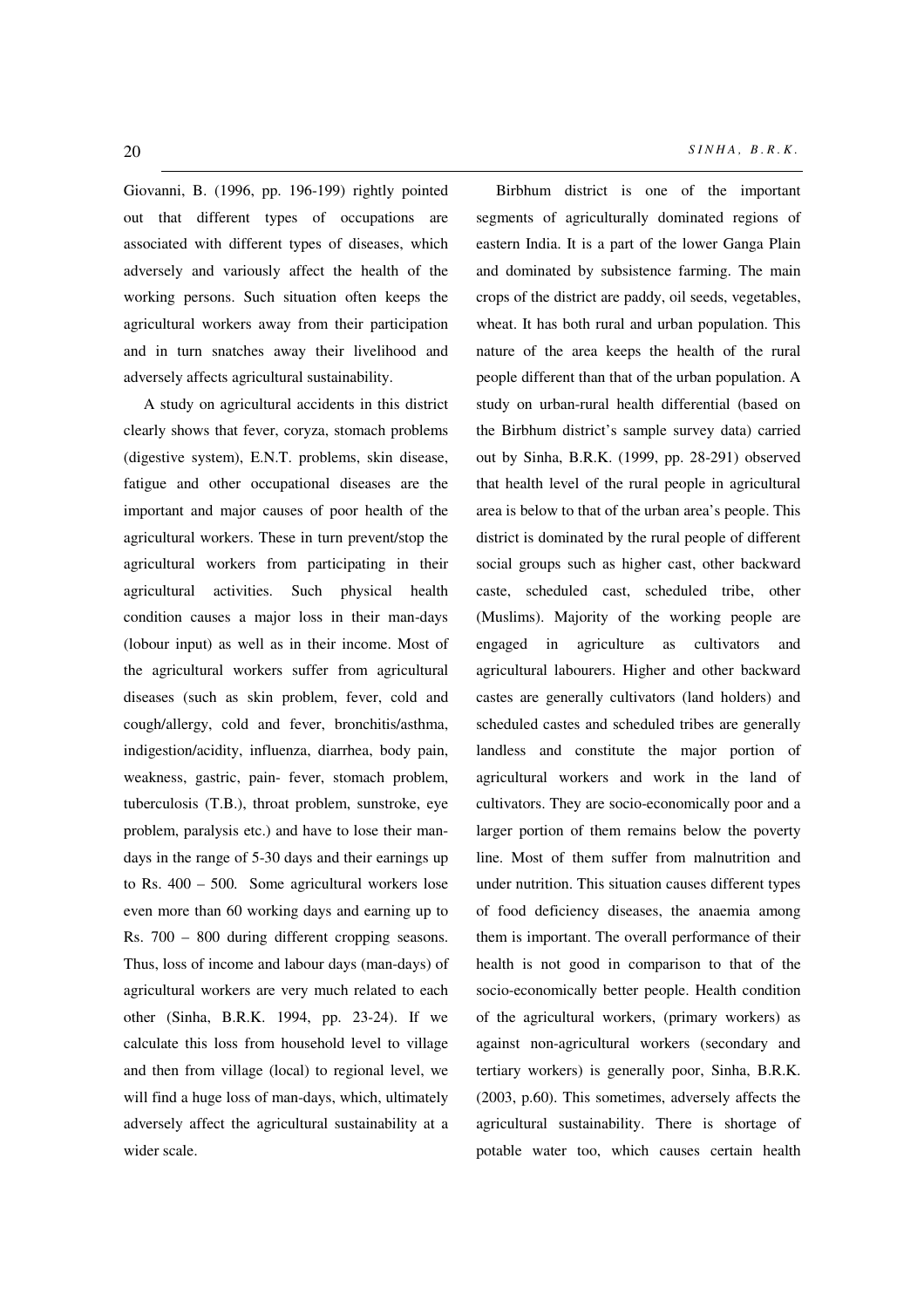Giovanni, B. (1996, pp. 196-199) rightly pointed out that different types of occupations are associated with different types of diseases, which adversely and variously affect the health of the working persons. Such situation often keeps the agricultural workers away from their participation and in turn snatches away their livelihood and adversely affects agricultural sustainability.

A study on agricultural accidents in this district clearly shows that fever, coryza, stomach problems (digestive system), E.N.T. problems, skin disease, fatigue and other occupational diseases are the important and major causes of poor health of the agricultural workers. These in turn prevent/stop the agricultural workers from participating in their agricultural activities. Such physical health condition causes a major loss in their man-days (lobour input) as well as in their income. Most of the agricultural workers suffer from agricultural diseases (such as skin problem, fever, cold and cough/allergy, cold and fever, bronchitis/asthma, indigestion/acidity, influenza, diarrhea, body pain, weakness, gastric, pain- fever, stomach problem, tuberculosis (T.B.), throat problem, sunstroke, eye problem, paralysis etc.) and have to lose their man-days in the range of 5-30 days and their earnings up to Rs. 400 – 500. Some agricultural workers lose even more than 60 working days and earning up to Rs. 700 – 800 during different cropping seasons. Thus, loss of income and labour days (man-days) of agricultural workers are very much related to each other (Sinha, B.R.K. 1994, pp. 23-24). If we calculate this loss from household level to village and then from village (local) to regional level, we will find a huge loss of man-days, which, ultimately adversely affect the agricultural sustainability at a wider scale.

Birbhum district is one of the important segments of agriculturally dominated regions of eastern India. It is a part of the lower Ganga Plain and dominated by subsistence farming. The main crops of the district are paddy, oil seeds, vegetables, wheat. It has both rural and urban population. This nature of the area keeps the health of the rural people different than that of the urban population. A study on urban-rural health differential (based on the Birbhum district's sample survey data) carried out by Sinha, B.R.K. (1999, pp. 28-291) observed that health level of the rural people in agricultural area is below to that of the urban area's people. This district is dominated by the rural people of different social groups such as higher cast, other backward caste, scheduled cast, scheduled tribe, other (Muslims). Majority of the working people are engaged in agriculture as cultivators and agricultural labourers. Higher and other backward castes are generally cultivators (land holders) and scheduled castes and scheduled tribes are generally landless and constitute the major portion of agricultural workers and work in the land of cultivators. They are socio-economically poor and a larger portion of them remains below the poverty line. Most of them suffer from malnutrition and under nutrition. This situation causes different types of food deficiency diseases, the anaemia among them is important. The overall performance of their health is not good in comparison to that of the socio-economically better people. Health condition of the agricultural workers, (primary workers) as against non-agricultural workers (secondary and tertiary workers) is generally poor, Sinha, B.R.K. (2003, p.60). This sometimes, adversely affects the agricultural sustainability. There is shortage of potable water too, which causes certain health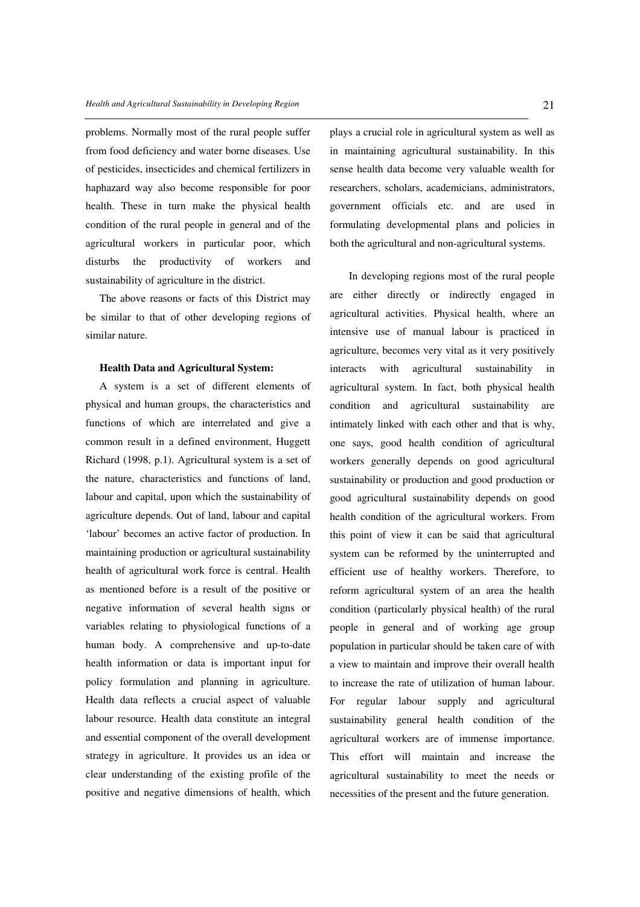problems. Normally most of the rural people suffer from food deficiency and water borne diseases. Use of pesticides, insecticides and chemical fertilizers in haphazard way also become responsible for poor health. These in turn make the physical health condition of the rural people in general and of the agricultural workers in particular poor, which disturbs the productivity of workers and sustainability of agriculture in the district.

The above reasons or facts of this District may be similar to that of other developing regions of similar nature.

**Health Data and Agricultural System:**

A system is a set of different elements of physical and human groups, the characteristics and functions of which are interrelated and give a common result in a defined environment, Huggett Richard (1998, p.1). Agricultural system is a set of the nature, characteristics and functions of land, labour and capital, upon which the sustainability of agriculture depends. Out of land, labour and capital 'labour' becomes an active factor of production. In maintaining production or agricultural sustainability health of agricultural work force is central. Health as mentioned before is a result of the positive or negative information of several health signs or variables relating to physiological functions of a human body. A comprehensive and up-to-date health information or data is important input for policy formulation and planning in agriculture. Health data reflects a crucial aspect of valuable labour resource. Health data constitute an integral and essential component of the overall development strategy in agriculture. It provides us an idea or clear understanding of the existing profile of the positive and negative dimensions of health, which plays a crucial role in agricultural system as well as in maintaining agricultural sustainability. In this sense health data become very valuable wealth for researchers, scholars, academicians, administrators, government officials etc. and are used in formulating developmental plans and policies in both the agricultural and non-agricultural systems.

In developing regions most of the rural people are either directly or indirectly engaged in agricultural activities. Physical health, where an intensive use of manual labour is practiced in agriculture, becomes very vital as it very positively interacts with agricultural sustainability in agricultural system. In fact, both physical health condition and agricultural sustainability are intimately linked with each other and that is why, one says, good health condition of agricultural workers generally depends on good agricultural sustainability or production and good production or good agricultural sustainability depends on good health condition of the agricultural workers. From this point of view it can be said that agricultural system can be reformed by the uninterrupted and efficient use of healthy workers. Therefore, to reform agricultural system of an area the health condition (particularly physical health) of the rural people in general and of working age group population in particular should be taken care of with a view to maintain and improve their overall health to increase the rate of utilization of human labour. For regular labour supply and agricultural sustainability general health condition of the agricultural workers are of immense importance. This effort will maintain and increase the agricultural sustainability to meet the needs or necessities of the present and the future generation.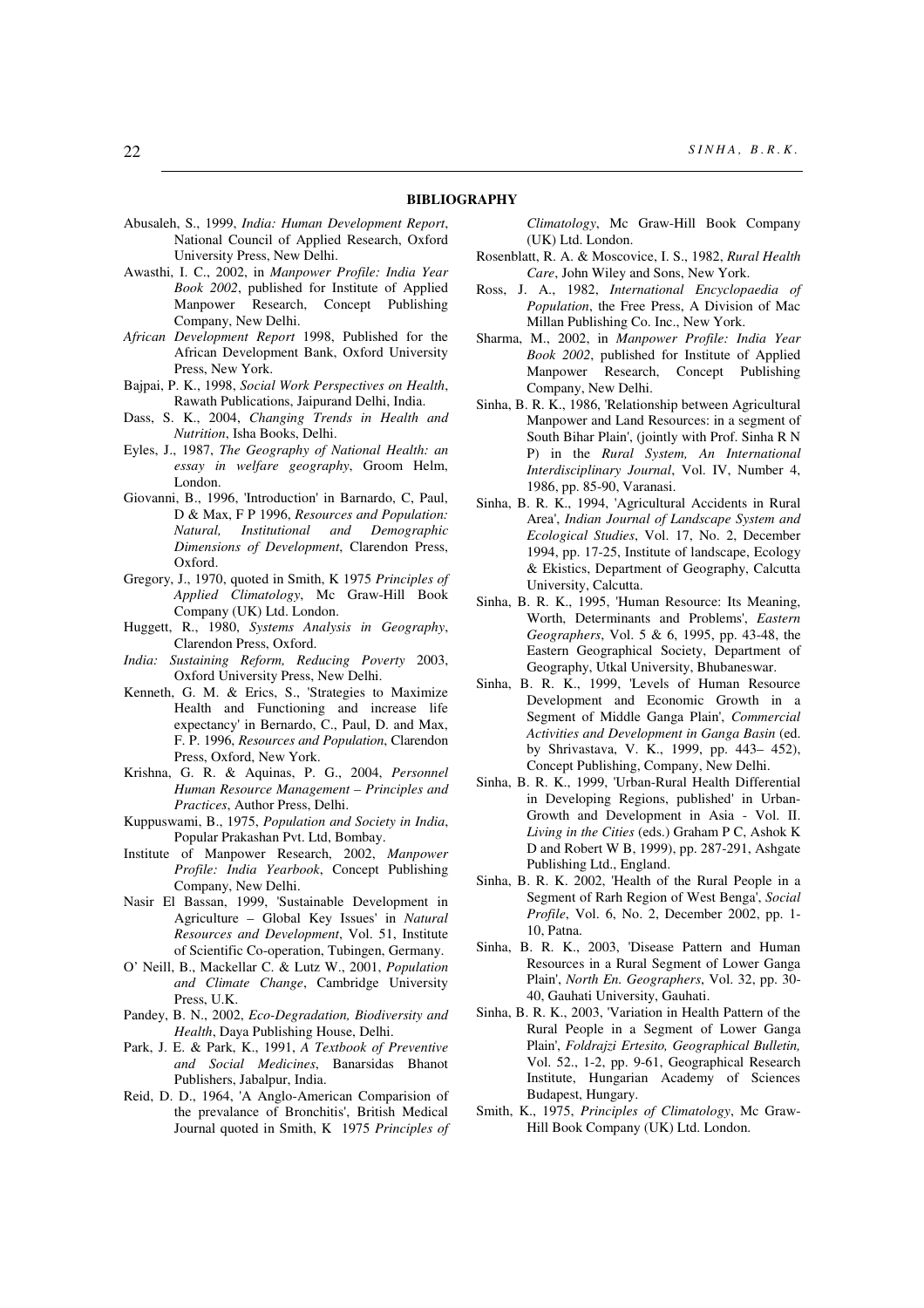## BIBLIOGRAPHY

Abusaleh, S., 1999, *India: Human Development Report*, National Council of Applied Research, Oxford University Press, New Delhi.

Awasthi, I. C., 2002, in *Manpower Profile: India Year Book 2002*, published for Institute of Applied Manpower Research, Concept Publishing Company, New Delhi.

*African Development Report* 1998, Published for the African Development Bank, Oxford University Press, New York.

Bajpai, P. K., 1998, *Social Work Perspectives on Health*, Rawath Publications, Jaipurand Delhi, India.

Dass, S. K., 2004, *Changing Trends in Health and Nutrition*, Isha Books, Delhi.

Eyles, J., 1987, *The Geography of National Health: an essay in welfare geography*, Groom Helm, London.

Giovanni, B., 1996, 'Introduction' in Barnardo, C, Paul, D & Max, F P 1996, *Resources and Population: Natural, Institutional and Demographic Dimensions of Development*, Clarendon Press, Oxford.

Gregory, J., 1970, quoted in Smith, K 1975 *Principles of Applied Climatology*, Mc Graw-Hill Book Company (UK) Ltd. London.

Huggett, R., 1980, *Systems Analysis in Geography*, Clarendon Press, Oxford.

*India: Sustaining Reform, Reducing Poverty* 2003, Oxford University Press, New Delhi.

Kenneth, G. M. & Erics, S., 'Strategies to Maximize Health and Functioning and increase life expectancy' in Bernardo, C., Paul, D. and Max, F. P. 1996, *Resources and Population*, Clarendon Press, Oxford, New York.

Krishna, G. R. & Aquinas, P. G., 2004, *Personnel Human Resource Management – Principles and Practices*, Author Press, Delhi.

Kuppuswami, B., 1975, *Population and Society in India*, Popular Prakashan Pvt. Ltd, Bombay.

Institute of Manpower Research, 2002, *Manpower Profile: India Yearbook*, Concept Publishing Company, New Delhi.

Nasir El Bassan, 1999, 'Sustainable Development in Agriculture – Global Key Issues' in *Natural Resources and Development*, Vol. 51, Institute of Scientific Co-operation, Tubingen, Germany.

O' Neill, B., Mackellar C. & Lutz W., 2001, *Population and Climate Change*, Cambridge University Press, U.K.

Pandey, B. N., 2002, *Eco-Degradation, Biodiversity and Health*, Daya Publishing House, Delhi.

Park, J. E. & Park, K., 1991, *A Textbook of Preventive and Social Medicines*, Banarsidas Bhanot Publishers, Jabalpur, India.

Reid, D. D., 1964, 'A Anglo-American Comparision of the prevalance of Bronchitis', British Medical Journal quoted in Smith, K 1975 *Principles of Climatology*, Mc Graw-Hill Book Company (UK) Ltd. London.

Rosenblatt, R. A. & Moscovice, I. S., 1982, *Rural Health Care*, John Wiley and Sons, New York.

Ross, J. A., 1982, *International Encyclopaedia of Population*, the Free Press, A Division of Mac Millan Publishing Co. Inc., New York.

Sharma, M., 2002, in *Manpower Profile: India Year Book 2002*, published for Institute of Applied Manpower Research, Concept Publishing Company, New Delhi.

Sinha, B. R. K., 1986, 'Relationship between Agricultural Manpower and Land Resources: in a segment of South Bihar Plain', (jointly with Prof. Sinha R N P) in the *Rural System, An International Interdisciplinary Journal*, Vol. IV, Number 4, 1986, pp. 85-90, Varanasi.

Sinha, B. R. K., 1994, 'Agricultural Accidents in Rural Area', *Indian Journal of Landscape System and Ecological Studies*, Vol. 17, No. 2, December 1994, pp. 17-25, Institute of landscape, Ecology & Ekistics, Department of Geography, Calcutta University, Calcutta.

Sinha, B. R. K., 1995, 'Human Resource: Its Meaning, Worth, Determinants and Problems', *Eastern Geographers*, Vol. 5 & 6, 1995, pp. 43-48, the Eastern Geographical Society, Department of Geography, Utkal University, Bhubaneswar.

Sinha, B. R. K., 1999, 'Levels of Human Resource Development and Economic Growth in a Segment of Middle Ganga Plain', *Commercial Activities and Development in Ganga Basin* (ed. by Shrivastava, V. K., 1999, pp. 443– 452), Concept Publishing, Company, New Delhi.

Sinha, B. R. K., 1999, 'Urban-Rural Health Differential in Developing Regions, published' in Urban-Growth and Development in Asia - Vol. II. *Living in the Cities* (eds.) Graham P C, Ashok K D and Robert W B, 1999), pp. 287-291, Ashgate Publishing Ltd., England.

Sinha, B. R. K. 2002, 'Health of the Rural People in a Segment of Rarh Region of West Benga', *Social Profile*, Vol. 6, No. 2, December 2002, pp. 1-10, Patna.

Sinha, B. R. K., 2003, 'Disease Pattern and Human Resources in a Rural Segment of Lower Ganga Plain', *North En. Geographers*, Vol. 32, pp. 30-40, Gauhati University, Gauhati.

Sinha, B. R. K., 2003, 'Variation in Health Pattern of the Rural People in a Segment of Lower Ganga Plain', *Foldrajzi Ertesito, Geographical Bulletin,* Vol. 52., 1-2, pp. 9-61, Geographical Research Institute, Hungarian Academy of Sciences Budapest, Hungary.

Smith, K., 1975, *Principles of Climatology*, Mc Graw-Hill Book Company (UK) Ltd. London.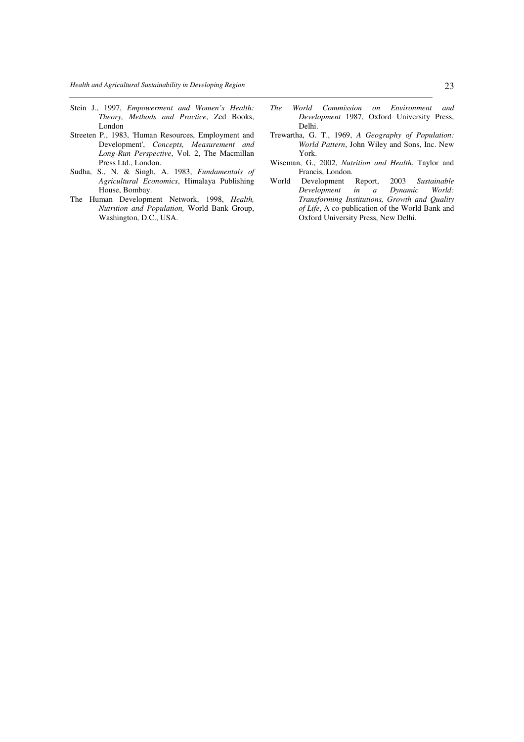Stein J., 1997, *Empowerment and Women's Health: Theory, Methods and Practice*, Zed Books, London

Streeten P., 1983, 'Human Resources, Employment and Development', *Concepts, Measurement and Long-Run Perspective*, Vol. 2, The Macmillan Press Ltd., London.

Sudha, S., N. & Singh, A. 1983, *Fundamentals of Agricultural Economics*, Himalaya Publishing House, Bombay.

The Human Development Network, 1998, *Health, Nutrition and Population,* World Bank Group, Washington, D.C., USA.

*The World Commission on Environment and Development* 1987, Oxford University Press, Delhi.

Trewartha, G. T., 1969, *A Geography of Population: World Pattern*, John Wiley and Sons, Inc. New York.

Wiseman, G., 2002, *Nutrition and Health*, Taylor and Francis, London.

World Development Report, 2003 *Sustainable Development in a Dynamic World: Transforming Institutions, Growth and Quality of Life*, A co-publication of the World Bank and Oxford University Press, New Delhi.